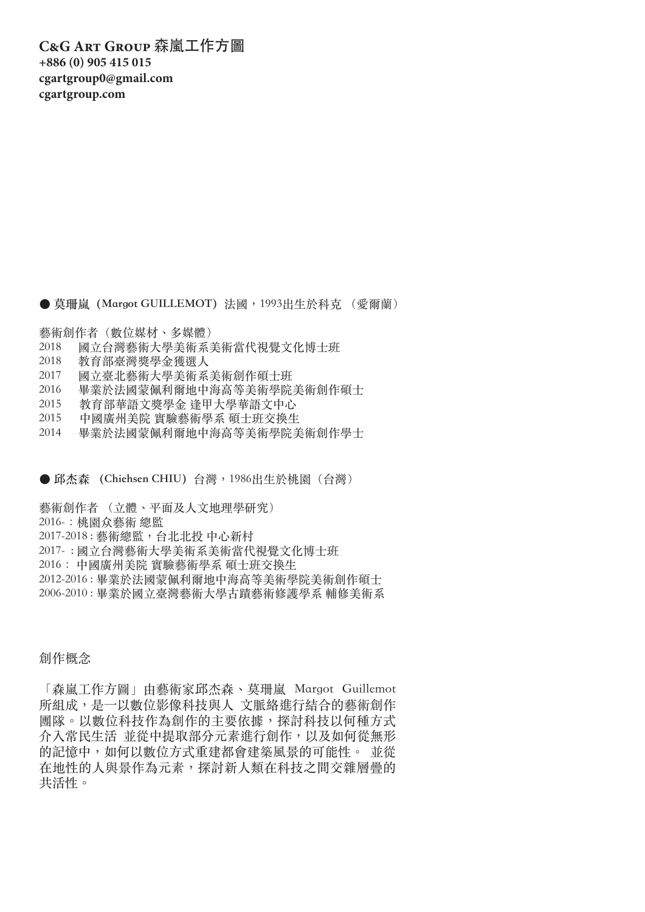**C&G Art Group 森嵐工作方圖**
**+886 (0) 905 415 015**
**cgartgroup0@gmail.com**
**cgartgroup.com**

● **莫珊嵐（Margot GUILLEMOT）** 法國，1993出生於科克 （愛爾蘭）

藝術創作者（數位媒材、多媒體）

2018　國立台灣藝術大學美術系美術當代視覺文化博士班
2018　教育部臺灣獎學金獲選人
2017　國立臺北藝術大學美術系美術創作碩士班
2016　畢業於法國蒙佩利爾地中海高等美術學院美術創作碩士
2015　教育部華語文獎學金 逢甲大學華語文中心
2015　中國廣州美院 實驗藝術學系 碩士班交換生
2014　畢業於法國蒙佩利爾地中海高等美術學院美術創作學士

● **邱杰森 （Chiehsen CHIU）** 台灣，1986出生於桃園（台灣）

藝術創作者 （立體、平面及人文地理學研究）

2016- : 桃園众藝術 總監
2017-2018 : 藝術總監，台北北投 中心新村
2017- : 國立台灣藝術大學美術系美術當代視覺文化博士班
2016 : 中國廣州美院 實驗藝術學系 碩士班交換生
2012-2016 : 畢業於法國蒙佩利爾地中海高等美術學院美術創作碩士
2006-2010 : 畢業於國立臺灣藝術大學古蹟藝術修護學系 輔修美術系

創作概念

「森嵐工作方圖」由藝術家邱杰森、莫珊嵐 Margot Guillemot 所組成，是一以數位影像科技與人 文脈絡進行結合的藝術創作團隊。以數位科技作為創作的主要依據，探討科技以何種方式介入常民生活 並從中提取部分元素進行創作，以及如何從無形的記憶中，如何以數位方式重建都會建築風景的可能性。 並從在地性的人與景作為元素，探討新人類在科技之間交雜層疊的共活性。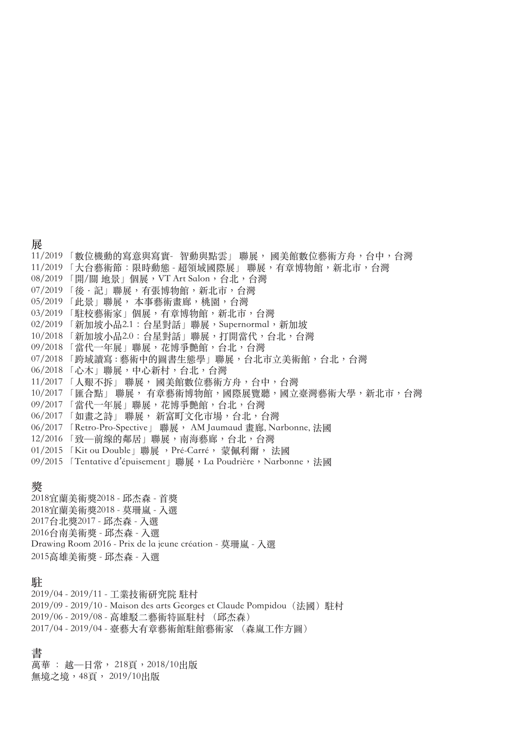## 展

11/2019 「數位機動的寫意與寫實- 智動與點雲」 聯展， 國美館數位藝術方舟，台中，台灣
11/2019 「大台藝術節：限時動態 - 超領域國際展」 聯展，有章博物館，新北市，台灣
08/2019 「開/關 地景」個展，VT Art Salon，台北，台灣
07/2019 「後・記」聯展，有張博物館，新北市，台灣
05/2019 「此景」聯展， 本事藝術畫廊，桃園，台灣
03/2019 「駐校藝術家」個展，有章博物館，新北市，台灣
02/2019 「新加坡小品2.1：台星對話」聯展，Supernormal，新加坡
10/2018 「新加坡小品2.0：台星對話」聯展，打開當代，台北，台灣
09/2018 「當代一年展」聯展，花博爭艷館，台北，台灣
07/2018 「跨域讀寫 : 藝術中的圖書生態學」聯展，台北市立美術館，台北，台灣
06/2018 「心木」聯展，中心新村，台北，台灣
11/2017 「人艱不拆」 聯展， 國美館數位藝術方舟，台中，台灣
10/2017 「匯合點」 聯展， 有章藝術博物館，國際展覽聽，國立臺灣藝術大學，新北市，台灣
09/2017 「當代一年展」聯展，花博爭艷館，台北，台灣
06/2017 「如畫之詩」 聯展， 新富町文化市場，台北，台灣
06/2017 「Retro-Pro-Spective」 聯展， AM Jaumaud 畫廊, Narbonne, 法國
12/2016 「致—前線的鄰居」聯展，南海藝廊，台北，台灣
01/2015 「Kit ou Double」聯展 ，Pré-Carré， 蒙佩利爾， 法國
09/2015 「Tentative d'épuisement」聯展，La Poudrière，Narbonne，法國

## 獎

2018宜蘭美術獎2018 - 邱杰森 - 首獎
2018宜蘭美術獎2018 - 莫珊嵐 - 入選
2017台北獎2017 - 邱杰森 - 入選
2016台南美術獎 - 邱杰森 - 入選
Drawing Room 2016 - Prix de la jeune création - 莫珊嵐 - 入選
2015高雄美術獎 - 邱杰森 - 入選

## 駐

2019/04 - 2019/11 - 工業技術研究院 駐村
2019/09 - 2019/10 - Maison des arts Georges et Claude Pompidou（法國）駐村
2019/06 - 2019/08 - 高雄駁二藝術特區駐村 （邱杰森）
2017/04 - 2019/04 - 臺藝大有章藝術館駐館藝術家 （森嵐工作方圖）

## 書

萬華 ： 越—日常， 218頁，2018/10出版
無境之境，48頁， 2019/10出版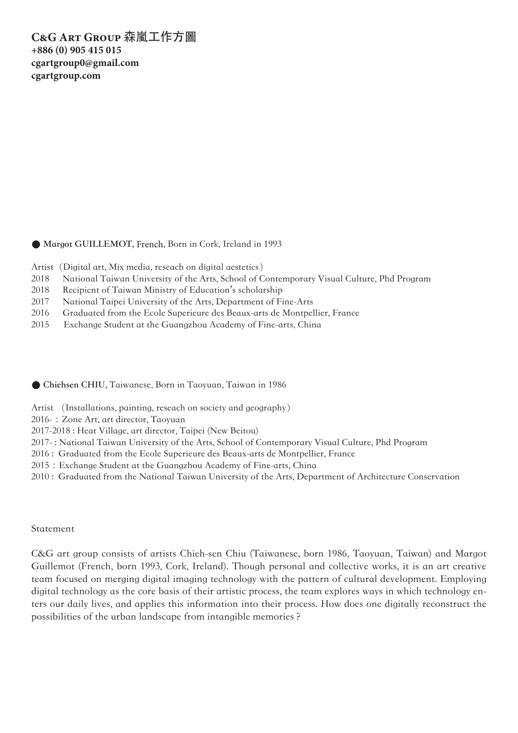**C&G Art Group 森嵐工作方圖**
**+886 (0) 905 415 015**
**cgartgroup0@gmail.com**
**cgartgroup.com**

● **Margot GUILLEMOT**, French, Born in Cork, Ireland in 1993

Artist（Digital art, Mix media, reseach on digital aestetics）
2018 National Taiwan University of the Arts, School of Contemporary Visual Culture, Phd Program
2018 Recipient of Taiwan Ministry of Education's scholarship
2017 National Taipei University of the Arts, Department of Fine-Arts
2016 Graduated from the Ecole Superieure des Beaux-arts de Montpellier, France
2015 Exchange Student at the Guangzhou Academy of Fine-arts, China

● **Chiehsen CHIU**, Taiwanese, Born in Taoyuan, Taiwan in 1986

Artist （Installations, painting, reseach on society and geography）
2016-：Zone Art, art director, Taoyuan
2017-2018 : Heat Village, art director, Taipei (New Beitou)
2017- : National Taiwan University of the Arts, School of Contemporary Visual Culture, Phd Program
2016 : Graduated from the Ecole Superieure des Beaux-arts de Montpellier, France
2015：Exchange Student at the Guangzhou Academy of Fine-arts, China
2010 : Graduated from the National Taiwan University of the Arts, Department of Architecture Conservation

Statement

C&G art group consists of artists Chieh-sen Chiu (Taiwanese, born 1986, Taoyuan, Taiwan) and Margot Guillemot (French, born 1993, Cork, Ireland). Though personal and collective works, it is an art creative team focused on merging digital imaging technology with the pattern of cultural development. Employing digital technology as the core basis of their artistic process, the team explores ways in which technology enters our daily lives, and applies this information into their process. How does one digitally reconstruct the possibilities of the urban landscape from intangible memories ?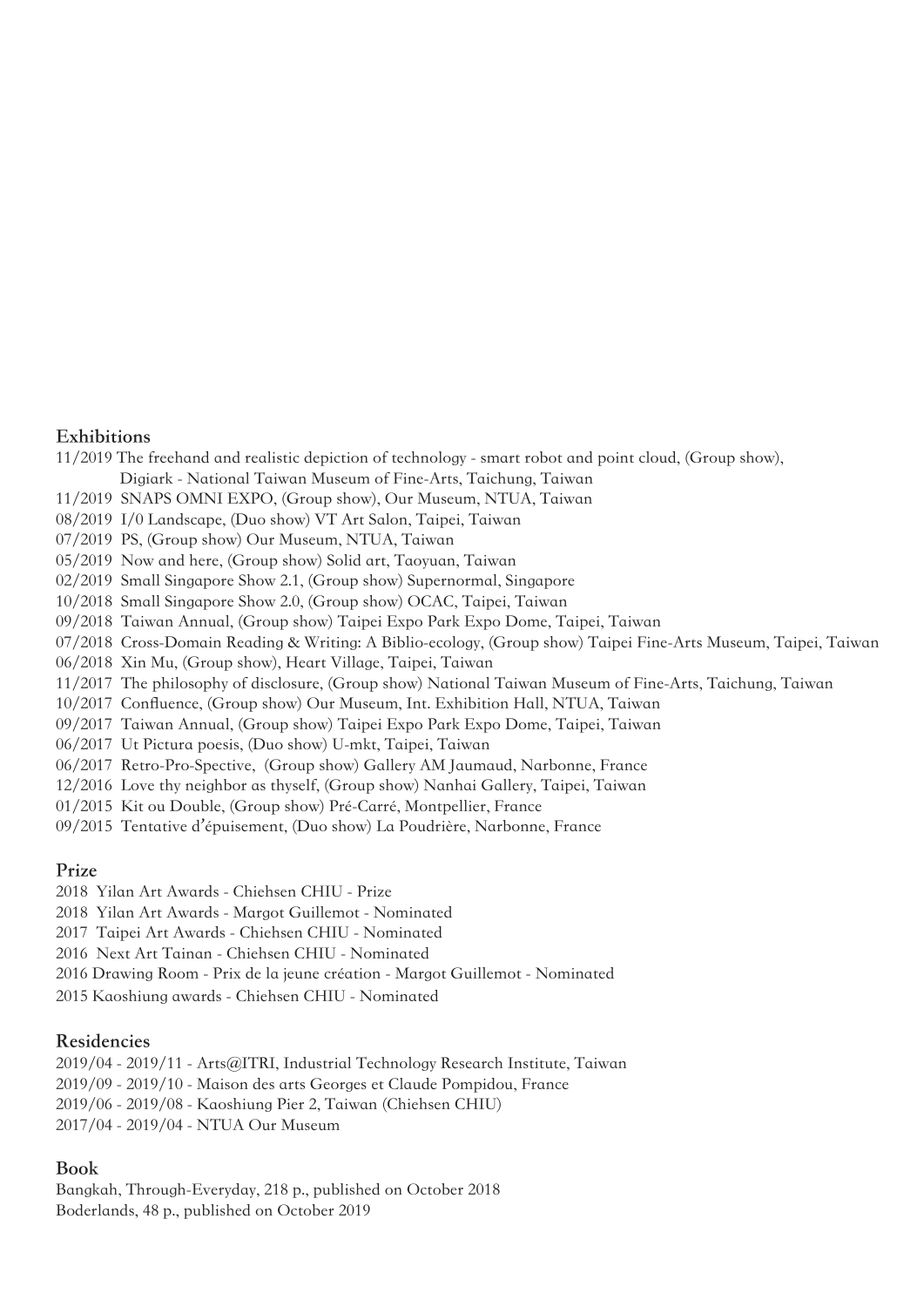## Exhibitions

11/2019 The freehand and realistic depiction of technology - smart robot and point cloud, (Group show), Digiark - National Taiwan Museum of Fine-Arts, Taichung, Taiwan
11/2019 SNAPS OMNI EXPO, (Group show), Our Museum, NTUA, Taiwan
08/2019 I/0 Landscape, (Duo show) VT Art Salon, Taipei, Taiwan
07/2019 PS, (Group show) Our Museum, NTUA, Taiwan
05/2019 Now and here, (Group show) Solid art, Taoyuan, Taiwan
02/2019 Small Singapore Show 2.1, (Group show) Supernormal, Singapore
10/2018 Small Singapore Show 2.0, (Group show) OCAC, Taipei, Taiwan
09/2018 Taiwan Annual, (Group show) Taipei Expo Park Expo Dome, Taipei, Taiwan
07/2018 Cross-Domain Reading & Writing: A Biblio-ecology, (Group show) Taipei Fine-Arts Museum, Taipei, Taiwan
06/2018 Xin Mu, (Group show), Heart Village, Taipei, Taiwan
11/2017 The philosophy of disclosure, (Group show) National Taiwan Museum of Fine-Arts, Taichung, Taiwan
10/2017 Confluence, (Group show) Our Museum, Int. Exhibition Hall, NTUA, Taiwan
09/2017 Taiwan Annual, (Group show) Taipei Expo Park Expo Dome, Taipei, Taiwan
06/2017 Ut Pictura poesis, (Duo show) U-mkt, Taipei, Taiwan
06/2017 Retro-Pro-Spective, (Group show) Gallery AM Jaumaud, Narbonne, France
12/2016 Love thy neighbor as thyself, (Group show) Nanhai Gallery, Taipei, Taiwan
01/2015 Kit ou Double, (Group show) Pré-Carré, Montpellier, France
09/2015 Tentative d'épuisement, (Duo show) La Poudrière, Narbonne, France

## Prize

2018 Yilan Art Awards - Chiehsen CHIU - Prize
2018 Yilan Art Awards - Margot Guillemot - Nominated
2017 Taipei Art Awards - Chiehsen CHIU - Nominated
2016 Next Art Tainan - Chiehsen CHIU - Nominated
2016 Drawing Room - Prix de la jeune création - Margot Guillemot - Nominated
2015 Kaoshiung awards - Chiehsen CHIU - Nominated

## Residencies

2019/04 - 2019/11 - Arts@ITRI, Industrial Technology Research Institute, Taiwan
2019/09 - 2019/10 - Maison des arts Georges et Claude Pompidou, France
2019/06 - 2019/08 - Kaoshiung Pier 2, Taiwan (Chiehsen CHIU)
2017/04 - 2019/04 - NTUA Our Museum

## Book

Bangkah, Through-Everyday, 218 p., published on October 2018
Boderlands, 48 p., published on October 2019